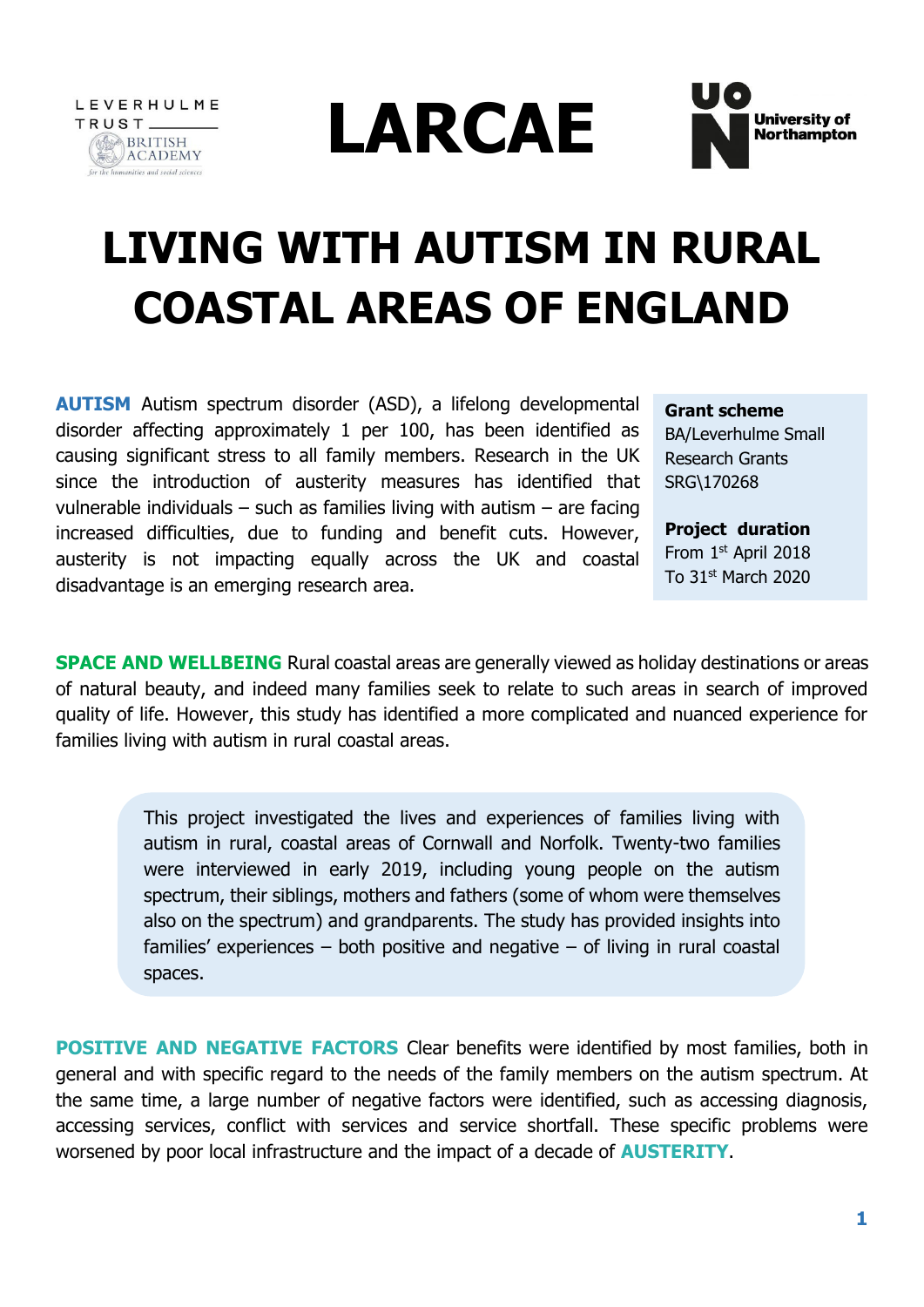LEVERHULME TRUST

BRITISH ACADEMY

*for the humanities and social sciences*

# LARCAE

University of Northampton

# LIVING WITH AUTISM IN RURAL COASTAL AREAS OF ENGLAND

**AUTISM** Autism spectrum disorder (ASD), a lifelong developmental disorder affecting approximately 1 per 100, has been identified as causing significant stress to all family members. Research in the UK since the introduction of austerity measures has identified that vulnerable individuals – such as families living with autism – are facing increased difficulties, due to funding and benefit cuts. However, austerity is not impacting equally across the UK and coastal disadvantage is an emerging research area.

**Grant scheme**
BA/Leverhulme Small Research Grants SRG\170268

**Project duration**
From 1st April 2018
To 31st March 2020

**SPACE AND WELLBEING** Rural coastal areas are generally viewed as holiday destinations or areas of natural beauty, and indeed many families seek to relate to such areas in search of improved quality of life. However, this study has identified a more complicated and nuanced experience for families living with autism in rural coastal areas.

> This project investigated the lives and experiences of families living with autism in rural, coastal areas of Cornwall and Norfolk. Twenty-two families were interviewed in early 2019, including young people on the autism spectrum, their siblings, mothers and fathers (some of whom were themselves also on the spectrum) and grandparents. The study has provided insights into families' experiences – both positive and negative – of living in rural coastal spaces.

**POSITIVE AND NEGATIVE FACTORS** Clear benefits were identified by most families, both in general and with specific regard to the needs of the family members on the autism spectrum. At the same time, a large number of negative factors were identified, such as accessing diagnosis, accessing services, conflict with services and service shortfall. These specific problems were worsened by poor local infrastructure and the impact of a decade of **AUSTERITY**.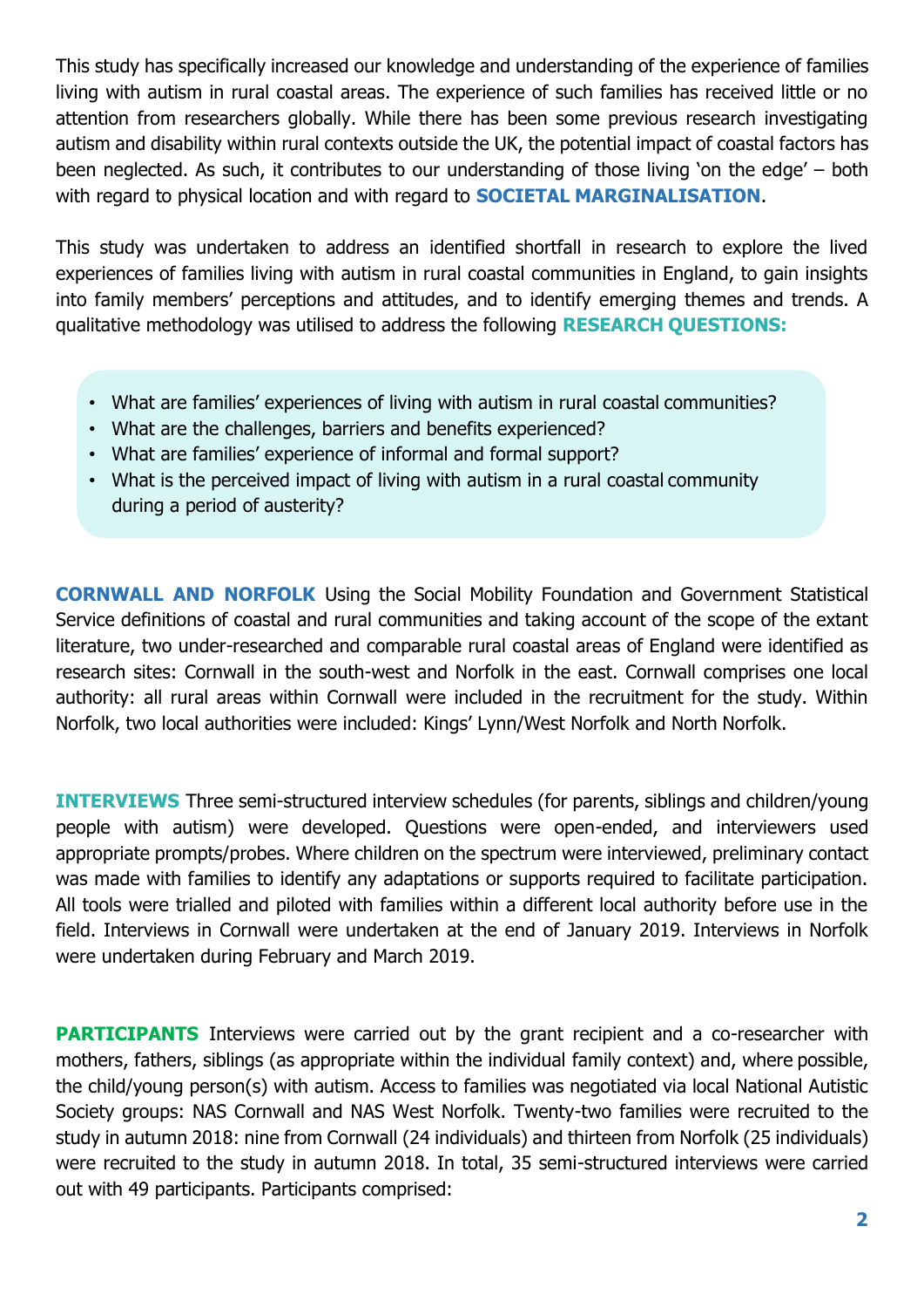This study has specifically increased our knowledge and understanding of the experience of families living with autism in rural coastal areas. The experience of such families has received little or no attention from researchers globally. While there has been some previous research investigating autism and disability within rural contexts outside the UK, the potential impact of coastal factors has been neglected. As such, it contributes to our understanding of those living 'on the edge' – both with regard to physical location and with regard to **SOCIETAL MARGINALISATION**.

This study was undertaken to address an identified shortfall in research to explore the lived experiences of families living with autism in rural coastal communities in England, to gain insights into family members' perceptions and attitudes, and to identify emerging themes and trends. A qualitative methodology was utilised to address the following **RESEARCH QUESTIONS:**

- What are families' experiences of living with autism in rural coastal communities?
- What are the challenges, barriers and benefits experienced?
- What are families' experience of informal and formal support?
- What is the perceived impact of living with autism in a rural coastal community during a period of austerity?

**CORNWALL AND NORFOLK** Using the Social Mobility Foundation and Government Statistical Service definitions of coastal and rural communities and taking account of the scope of the extant literature, two under-researched and comparable rural coastal areas of England were identified as research sites: Cornwall in the south-west and Norfolk in the east. Cornwall comprises one local authority: all rural areas within Cornwall were included in the recruitment for the study. Within Norfolk, two local authorities were included: Kings' Lynn/West Norfolk and North Norfolk.

**INTERVIEWS** Three semi-structured interview schedules (for parents, siblings and children/young people with autism) were developed. Questions were open-ended, and interviewers used appropriate prompts/probes. Where children on the spectrum were interviewed, preliminary contact was made with families to identify any adaptations or supports required to facilitate participation. All tools were trialled and piloted with families within a different local authority before use in the field. Interviews in Cornwall were undertaken at the end of January 2019. Interviews in Norfolk were undertaken during February and March 2019.

**PARTICIPANTS** Interviews were carried out by the grant recipient and a co-researcher with mothers, fathers, siblings (as appropriate within the individual family context) and, where possible, the child/young person(s) with autism. Access to families was negotiated via local National Autistic Society groups: NAS Cornwall and NAS West Norfolk. Twenty-two families were recruited to the study in autumn 2018: nine from Cornwall (24 individuals) and thirteen from Norfolk (25 individuals) were recruited to the study in autumn 2018. In total, 35 semi-structured interviews were carried out with 49 participants. Participants comprised: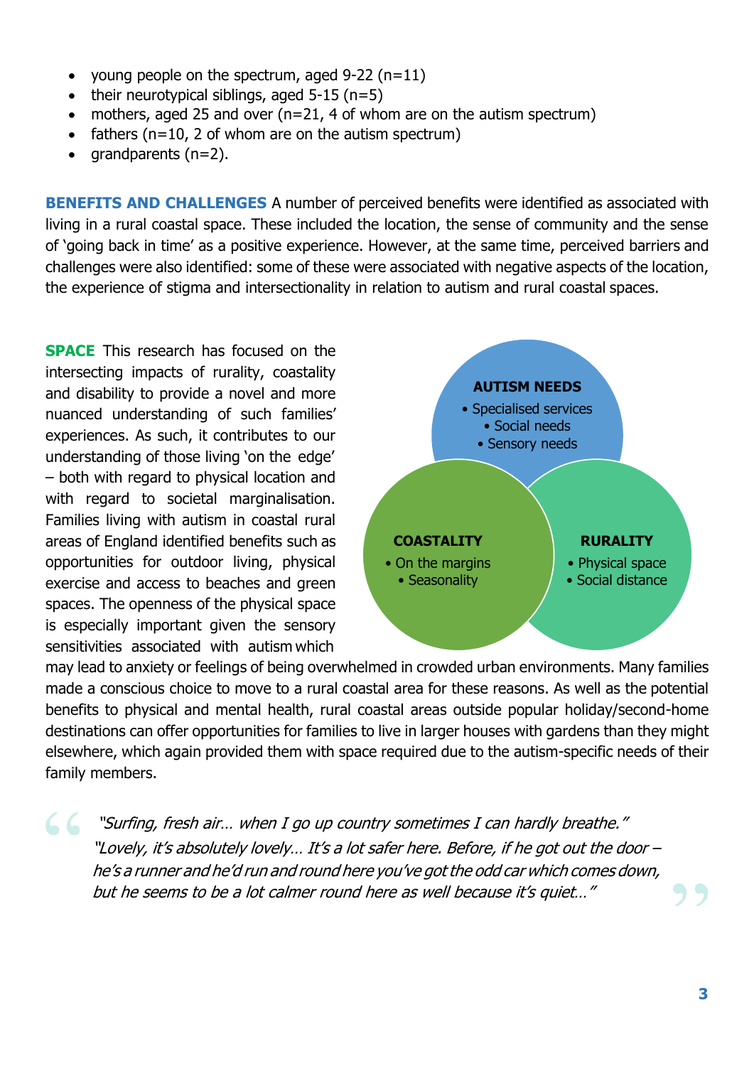- young people on the spectrum, aged 9-22 (n=11)
- their neurotypical siblings, aged 5-15 (n=5)
- mothers, aged 25 and over (n=21, 4 of whom are on the autism spectrum)
- fathers (n=10, 2 of whom are on the autism spectrum)
- grandparents (n=2).

**BENEFITS AND CHALLENGES** A number of perceived benefits were identified as associated with living in a rural coastal space. These included the location, the sense of community and the sense of 'going back in time' as a positive experience. However, at the same time, perceived barriers and challenges were also identified: some of these were associated with negative aspects of the location, the experience of stigma and intersectionality in relation to autism and rural coastal spaces.

**SPACE** This research has focused on the intersecting impacts of rurality, coastality and disability to provide a novel and more nuanced understanding of such families' experiences. As such, it contributes to our understanding of those living 'on the edge' – both with regard to physical location and with regard to societal marginalisation. Families living with autism in coastal rural areas of England identified benefits such as opportunities for outdoor living, physical exercise and access to beaches and green spaces. The openness of the physical space is especially important given the sensory sensitivities associated with autism which may lead to anxiety or feelings of being overwhelmed in crowded urban environments. Many families made a conscious choice to move to a rural coastal area for these reasons. As well as the potential benefits to physical and mental health, rural coastal areas outside popular holiday/second-home destinations can offer opportunities for families to live in larger houses with gardens than they might elsewhere, which again provided them with space required due to the autism-specific needs of their family members.

**AUTISM NEEDS**
- Specialised services
- Social needs
- Sensory needs

**COASTALITY**
- On the margins
- Seasonality

**RURALITY**
- Physical space
- Social distance

> *"Surfing, fresh air… when I go up country sometimes I can hardly breathe."*
> *"Lovely, it's absolutely lovely… It's a lot safer here. Before, if he got out the door – he's a runner and he'd run and round here you've got the odd car which comes down, but he seems to be a lot calmer round here as well because it's quiet…"*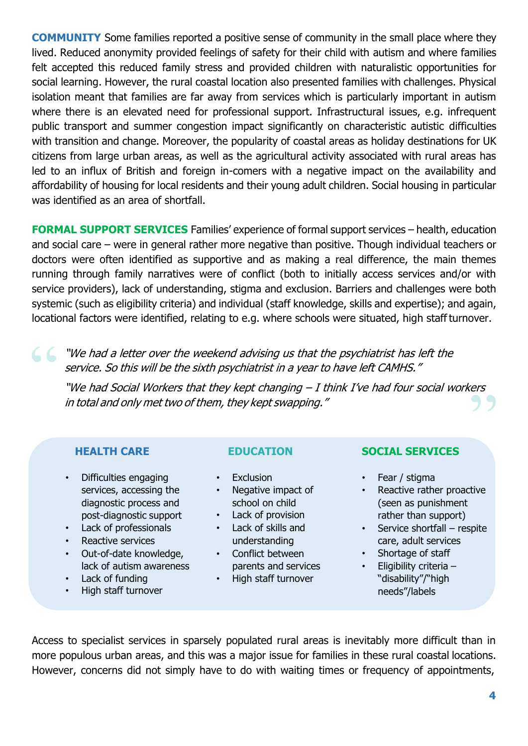**COMMUNITY** Some families reported a positive sense of community in the small place where they lived. Reduced anonymity provided feelings of safety for their child with autism and where families felt accepted this reduced family stress and provided children with naturalistic opportunities for social learning. However, the rural coastal location also presented families with challenges. Physical isolation meant that families are far away from services which is particularly important in autism where there is an elevated need for professional support. Infrastructural issues, e.g. infrequent public transport and summer congestion impact significantly on characteristic autistic difficulties with transition and change. Moreover, the popularity of coastal areas as holiday destinations for UK citizens from large urban areas, as well as the agricultural activity associated with rural areas has led to an influx of British and foreign in-comers with a negative impact on the availability and affordability of housing for local residents and their young adult children. Social housing in particular was identified as an area of shortfall.

**FORMAL SUPPORT SERVICES** Families' experience of formal support services – health, education and social care – were in general rather more negative than positive. Though individual teachers or doctors were often identified as supportive and as making a real difference, the main themes running through family narratives were of conflict (both to initially access services and/or with service providers), lack of understanding, stigma and exclusion. Barriers and challenges were both systemic (such as eligibility criteria) and individual (staff knowledge, skills and expertise); and again, locational factors were identified, relating to e.g. where schools were situated, high staff turnover.

> *"We had a letter over the weekend advising us that the psychiatrist has left the service. So this will be the sixth psychiatrist in a year to have left CAMHS."*
>
> *"We had Social Workers that they kept changing – I think I've had four social workers in total and only met two of them, they kept swapping."*

**HEALTH CARE**

- Difficulties engaging services, accessing the diagnostic process and post-diagnostic support
- Lack of professionals
- Reactive services
- Out-of-date knowledge, lack of autism awareness
- Lack of funding
- High staff turnover

**EDUCATION**

- Exclusion
- Negative impact of school on child
- Lack of provision
- Lack of skills and understanding
- Conflict between parents and services
- High staff turnover

**SOCIAL SERVICES**

- Fear / stigma
- Reactive rather proactive (seen as punishment rather than support)
- Service shortfall – respite care, adult services
- Shortage of staff
- Eligibility criteria – "disability"/"high needs"/labels

Access to specialist services in sparsely populated rural areas is inevitably more difficult than in more populous urban areas, and this was a major issue for families in these rural coastal locations. However, concerns did not simply have to do with waiting times or frequency of appointments,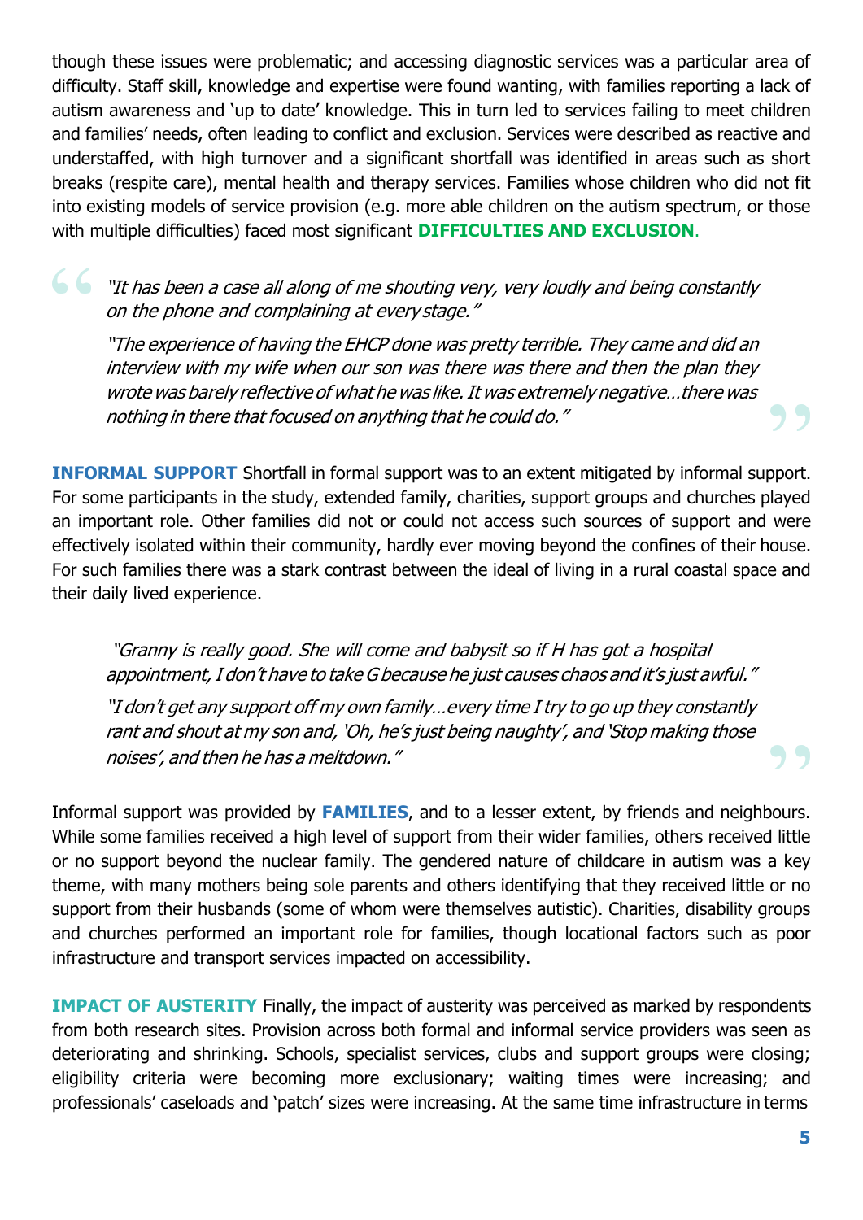though these issues were problematic; and accessing diagnostic services was a particular area of difficulty. Staff skill, knowledge and expertise were found wanting, with families reporting a lack of autism awareness and 'up to date' knowledge. This in turn led to services failing to meet children and families' needs, often leading to conflict and exclusion. Services were described as reactive and understaffed, with high turnover and a significant shortfall was identified in areas such as short breaks (respite care), mental health and therapy services. Families whose children who did not fit into existing models of service provision (e.g. more able children on the autism spectrum, or those with multiple difficulties) faced most significant **DIFFICULTIES AND EXCLUSION**.

> *"It has been a case all along of me shouting very, very loudly and being constantly on the phone and complaining at every stage."*
>
> *"The experience of having the EHCP done was pretty terrible. They came and did an interview with my wife when our son was there was there and then the plan they wrote was barely reflective of what he was like. It was extremely negative…there was nothing in there that focused on anything that he could do."*

**INFORMAL SUPPORT** Shortfall in formal support was to an extent mitigated by informal support. For some participants in the study, extended family, charities, support groups and churches played an important role. Other families did not or could not access such sources of support and were effectively isolated within their community, hardly ever moving beyond the confines of their house. For such families there was a stark contrast between the ideal of living in a rural coastal space and their daily lived experience.

> *"Granny is really good. She will come and babysit so if H has got a hospital appointment, I don't have to take G because he just causes chaos and it's just awful."*
>
> *"I don't get any support off my own family…every time I try to go up they constantly rant and shout at my son and, 'Oh, he's just being naughty', and 'Stop making those noises', and then he has a meltdown."*

Informal support was provided by **FAMILIES**, and to a lesser extent, by friends and neighbours. While some families received a high level of support from their wider families, others received little or no support beyond the nuclear family. The gendered nature of childcare in autism was a key theme, with many mothers being sole parents and others identifying that they received little or no support from their husbands (some of whom were themselves autistic). Charities, disability groups and churches performed an important role for families, though locational factors such as poor infrastructure and transport services impacted on accessibility.

**IMPACT OF AUSTERITY** Finally, the impact of austerity was perceived as marked by respondents from both research sites. Provision across both formal and informal service providers was seen as deteriorating and shrinking. Schools, specialist services, clubs and support groups were closing; eligibility criteria were becoming more exclusionary; waiting times were increasing; and professionals' caseloads and 'patch' sizes were increasing. At the same time infrastructure in terms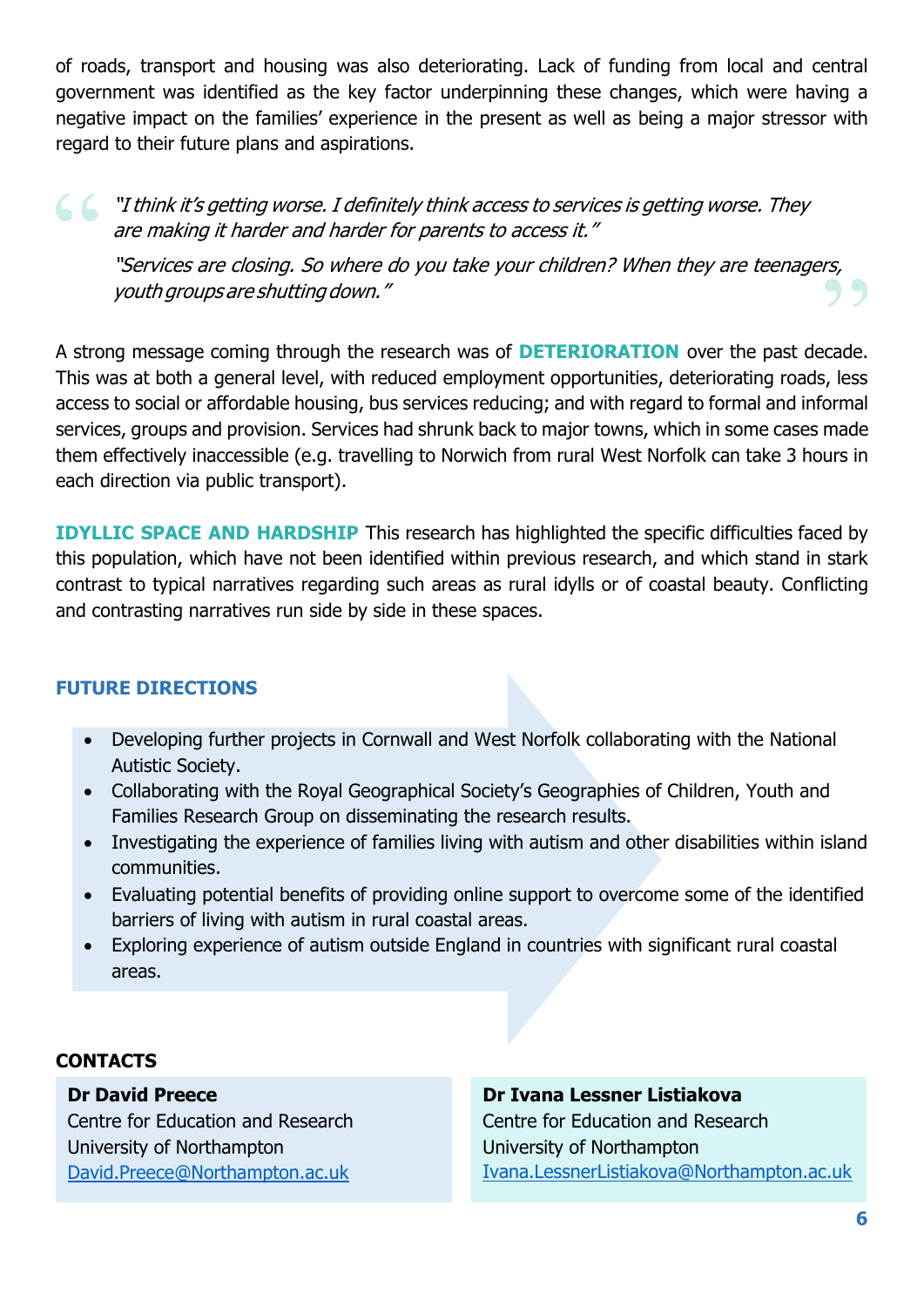of roads, transport and housing was also deteriorating. Lack of funding from local and central government was identified as the key factor underpinning these changes, which were having a negative impact on the families' experience in the present as well as being a major stressor with regard to their future plans and aspirations.

> *"I think it's getting worse. I definitely think access to services is getting worse. They are making it harder and harder for parents to access it."*
>
> *"Services are closing. So where do you take your children? When they are teenagers, youth groups are shutting down."*

A strong message coming through the research was of **DETERIORATION** over the past decade. This was at both a general level, with reduced employment opportunities, deteriorating roads, less access to social or affordable housing, bus services reducing; and with regard to formal and informal services, groups and provision. Services had shrunk back to major towns, which in some cases made them effectively inaccessible (e.g. travelling to Norwich from rural West Norfolk can take 3 hours in each direction via public transport).

**IDYLLIC SPACE AND HARDSHIP** This research has highlighted the specific difficulties faced by this population, which have not been identified within previous research, and which stand in stark contrast to typical narratives regarding such areas as rural idylls or of coastal beauty. Conflicting and contrasting narratives run side by side in these spaces.

## FUTURE DIRECTIONS

- Developing further projects in Cornwall and West Norfolk collaborating with the National Autistic Society.
- Collaborating with the Royal Geographical Society's Geographies of Children, Youth and Families Research Group on disseminating the research results.
- Investigating the experience of families living with autism and other disabilities within island communities.
- Evaluating potential benefits of providing online support to overcome some of the identified barriers of living with autism in rural coastal areas.
- Exploring experience of autism outside England in countries with significant rural coastal areas.

## CONTACTS

**Dr David Preece**
Centre for Education and Research
University of Northampton
David.Preece@Northampton.ac.uk

**Dr Ivana Lessner Listiakova**
Centre for Education and Research
University of Northampton
Ivana.LessnerListiakova@Northampton.ac.uk